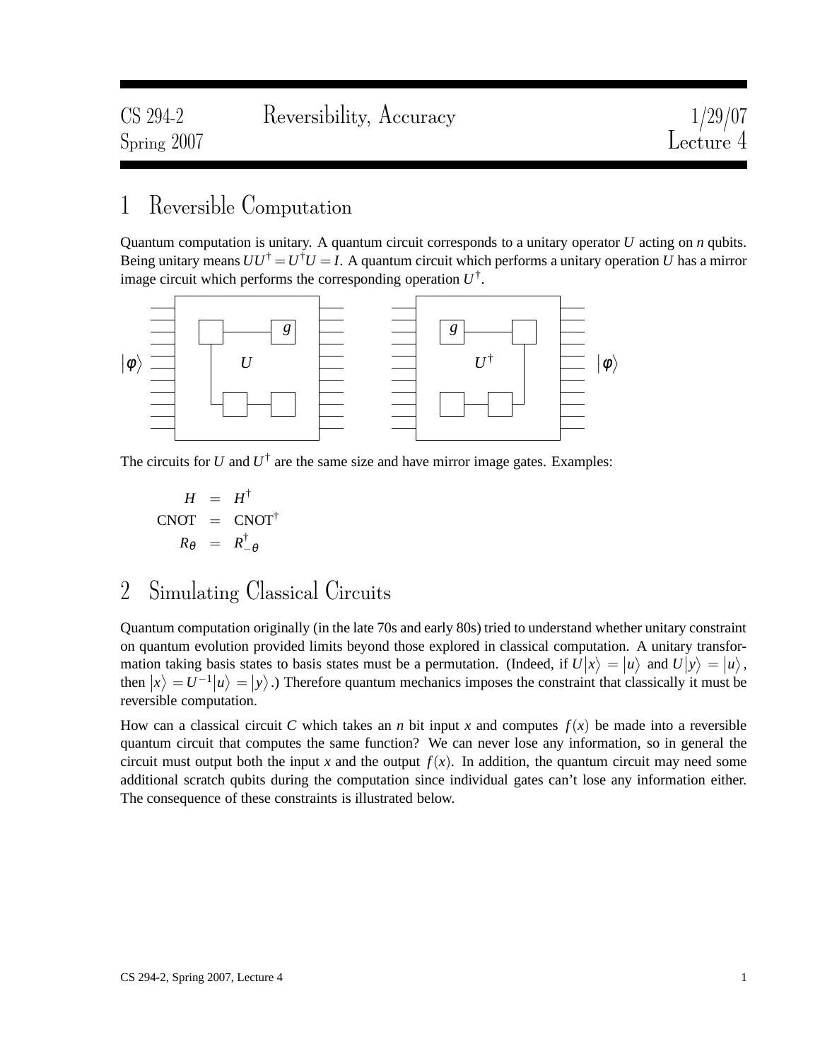CS 294-2 Spring 2007 — Reversibility, Accuracy — 1/29/07 Lecture 4

# 1 Reversible Computation

Quantum computation is unitary. A quantum circuit corresponds to a unitary operator $U$ acting on $n$ qubits. Being unitary means $UU^\dagger = U^\dagger U = I$. A quantum circuit which performs a unitary operation $U$ has a mirror image circuit which performs the corresponding operation $U^\dagger$.

The circuits for $U$ and $U^\dagger$ are the same size and have mirror image gates. Examples:

$$
\begin{aligned}
H &= H^\dagger \\
\text{CNOT} &= \text{CNOT}^\dagger \\
R_\theta &= R^\dagger_{-\theta}
\end{aligned}
$$

# 2 Simulating Classical Circuits

Quantum computation originally (in the late 70s and early 80s) tried to understand whether unitary constraint on quantum evolution provided limits beyond those explored in classical computation. A unitary transformation taking basis states to basis states must be a permutation. (Indeed, if $U|x\rangle = |u\rangle$ and $U|y\rangle = |u\rangle$, then $|x\rangle = U^{-1}|u\rangle = |y\rangle$.) Therefore quantum mechanics imposes the constraint that classically it must be reversible computation.

How can a classical circuit $C$ which takes an $n$ bit input $x$ and computes $f(x)$ be made into a reversible quantum circuit that computes the same function? We can never lose any information, so in general the circuit must output both the input $x$ and the output $f(x)$. In addition, the quantum circuit may need some additional scratch qubits during the computation since individual gates can't lose any information either. The consequence of these constraints is illustrated below.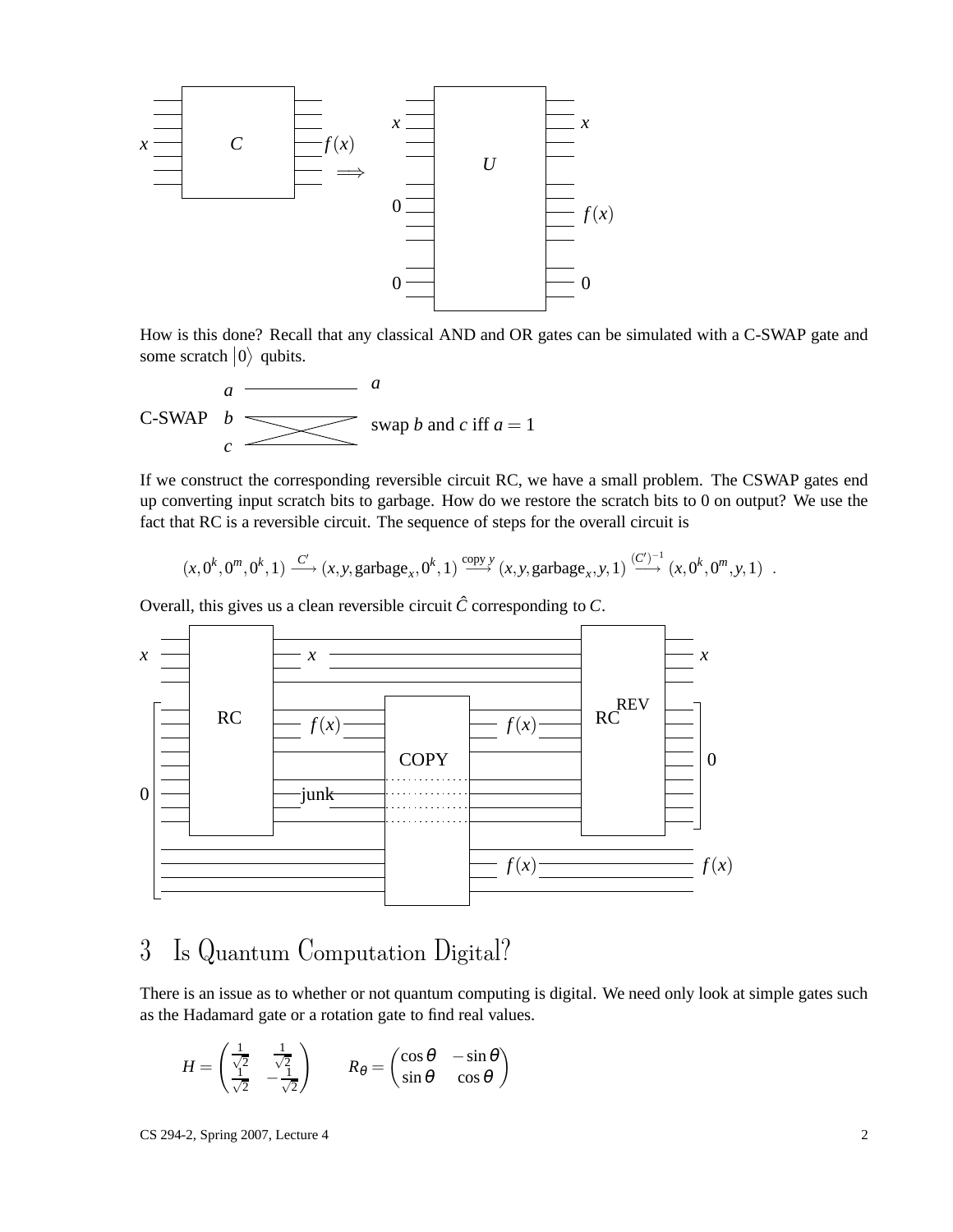How is this done? Recall that any classical AND and OR gates can be simulated with a C-SWAP gate and some scratch $|0\rangle$ qubits.

C-SWAP: swap $b$ and $c$ iff $a = 1$

If we construct the corresponding reversible circuit RC, we have a small problem. The CSWAP gates end up converting input scratch bits to garbage. How do we restore the scratch bits to 0 on output? We use the fact that RC is a reversible circuit. The sequence of steps for the overall circuit is

$$(x, 0^k, 0^m, 0^k, 1) \xrightarrow{C'} (x, y, \text{garbage}_x, 0^k, 1) \xrightarrow{\text{copy } y} (x, y, \text{garbage}_x, y, 1) \xrightarrow{(C')^{-1}} (x, 0^k, 0^m, y, 1) \ .$$

Overall, this gives us a clean reversible circuit $\hat{C}$ corresponding to $C$.

## 3 Is Quantum Computation Digital?

There is an issue as to whether or not quantum computing is digital. We need only look at simple gates such as the Hadamard gate or a rotation gate to find real values.

$$H = \begin{pmatrix} \frac{1}{\sqrt{2}} & \frac{1}{\sqrt{2}} \\ \frac{1}{\sqrt{2}} & -\frac{1}{\sqrt{2}} \end{pmatrix} \qquad R_\theta = \begin{pmatrix} \cos\theta & -\sin\theta \\ \sin\theta & \cos\theta \end{pmatrix}$$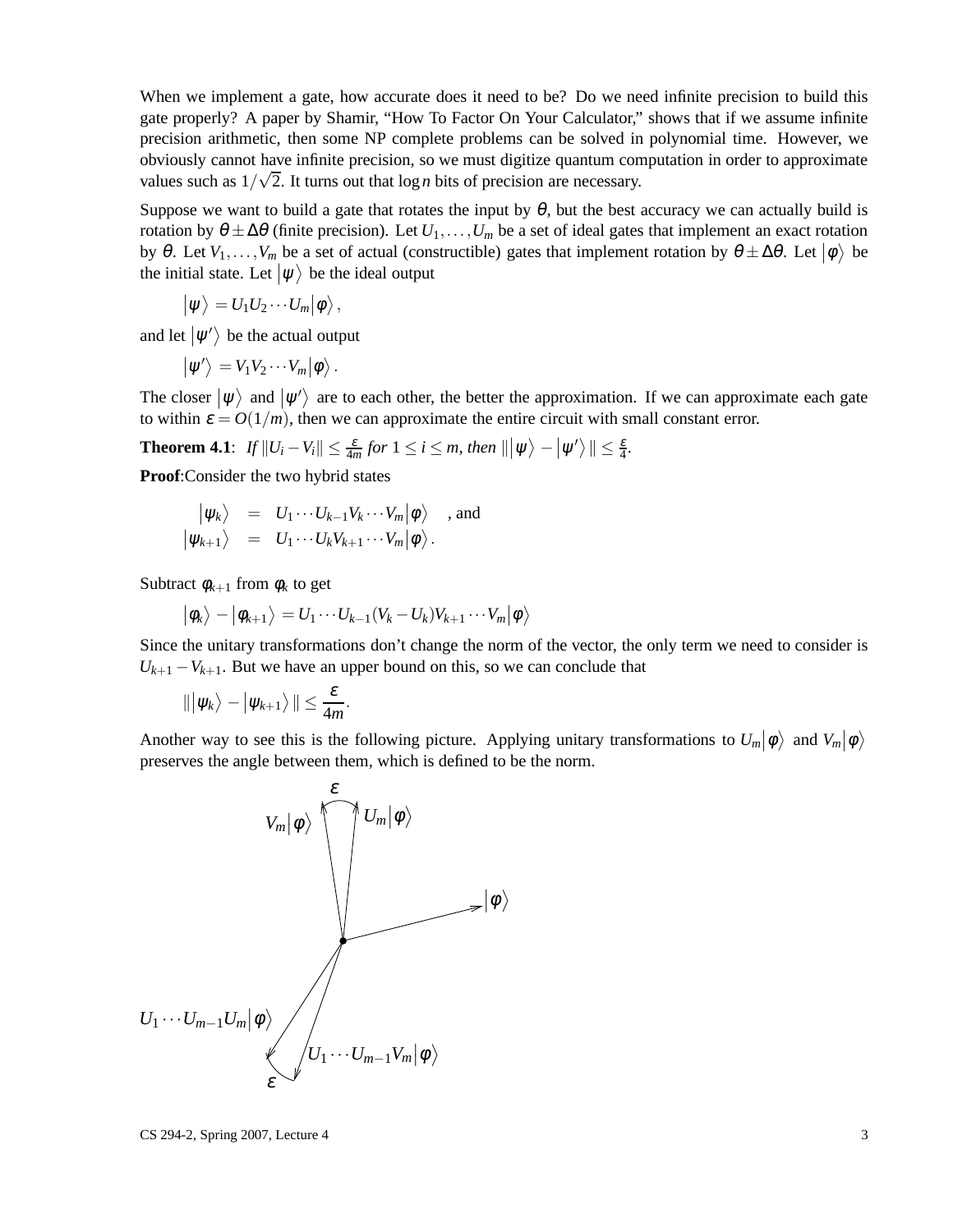When we implement a gate, how accurate does it need to be? Do we need infinite precision to build this gate properly? A paper by Shamir, "How To Factor On Your Calculator," shows that if we assume infinite precision arithmetic, then some NP complete problems can be solved in polynomial time. However, we obviously cannot have infinite precision, so we must digitize quantum computation in order to approximate values such as $1/\sqrt{2}$. It turns out that $\log n$ bits of precision are necessary.

Suppose we want to build a gate that rotates the input by $\theta$, but the best accuracy we can actually build is rotation by $\theta \pm \Delta\theta$ (finite precision). Let $U_1, \ldots, U_m$ be a set of ideal gates that implement an exact rotation by $\theta$. Let $V_1, \ldots, V_m$ be a set of actual (constructible) gates that implement rotation by $\theta \pm \Delta\theta$. Let $|\phi\rangle$ be the initial state. Let $|\psi\rangle$ be the ideal output

$$|\psi\rangle = U_1 U_2 \cdots U_m |\phi\rangle,$$

and let $|\psi'\rangle$ be the actual output

$$|\psi'\rangle = V_1 V_2 \cdots V_m |\phi\rangle.$$

The closer $|\psi\rangle$ and $|\psi'\rangle$ are to each other, the better the approximation. If we can approximate each gate to within $\varepsilon = O(1/m)$, then we can approximate the entire circuit with small constant error.

**Theorem 4.1**: *If $\|U_i - V_i\| \leq \frac{\varepsilon}{4m}$ for $1 \leq i \leq m$, then $\||\psi\rangle - |\psi'\rangle\| \leq \frac{\varepsilon}{4}$.*

**Proof**:Consider the two hybrid states

$$
\begin{aligned}
|\psi_k\rangle &= U_1 \cdots U_{k-1} V_k \cdots V_m |\phi\rangle \quad \text{, and} \\
|\psi_{k+1}\rangle &= U_1 \cdots U_k V_{k+1} \cdots V_m |\phi\rangle.
\end{aligned}
$$

Subtract $\phi_{k+1}$ from $\phi_k$ to get

$$|\phi_k\rangle - |\phi_{k+1}\rangle = U_1 \cdots U_{k-1}(V_k - U_k)V_{k+1} \cdots V_m |\phi\rangle$$

Since the unitary transformations don't change the norm of the vector, the only term we need to consider is $U_{k+1} - V_{k+1}$. But we have an upper bound on this, so we can conclude that

$$\||\psi_k\rangle - |\psi_{k+1}\rangle\| \leq \frac{\varepsilon}{4m}.$$

Another way to see this is the following picture. Applying unitary transformations to $U_m|\phi\rangle$ and $V_m|\phi\rangle$ preserves the angle between them, which is defined to be the norm.

$\varepsilon$

$V_m|\phi\rangle$ $U_m|\phi\rangle$

$|\phi\rangle$

$U_1 \cdots U_{m-1} U_m |\phi\rangle$

$U_1 \cdots U_{m-1} V_m |\phi\rangle$

$\varepsilon$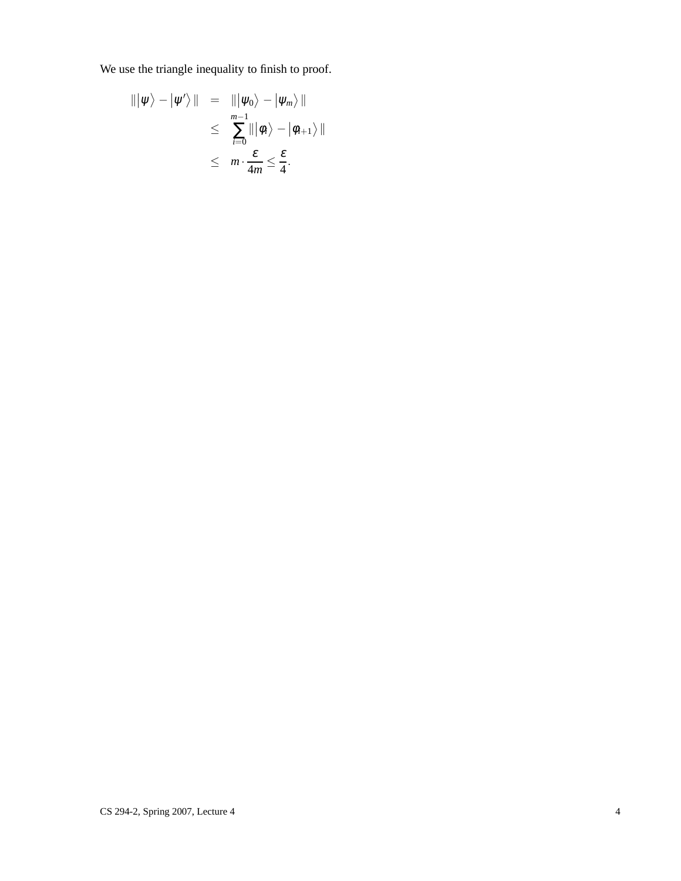We use the triangle inequality to finish to proof.

$$
\begin{aligned}
\| |\psi\rangle - |\psi'\rangle \| &= \| |\psi_0\rangle - |\psi_m\rangle \| \\
&\leq \sum_{i=0}^{m-1} \| |\phi_i\rangle - |\phi_{i+1}\rangle \| \\
&\leq m \cdot \frac{\varepsilon}{4m} \leq \frac{\varepsilon}{4}.
\end{aligned}
$$